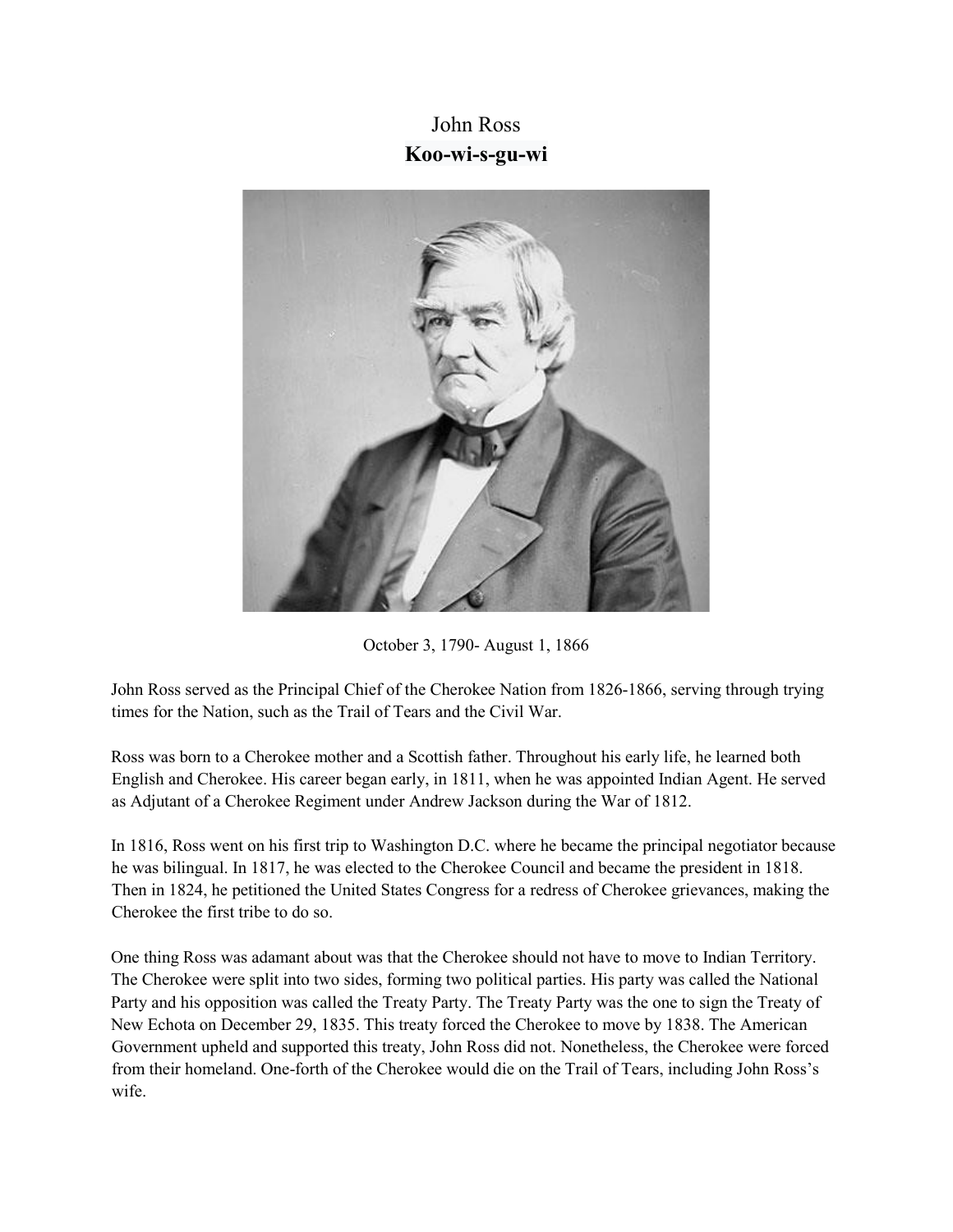# John Ross

## **Koo-wi-s-gu-wi**

October 3, 1790- August 1, 1866

John Ross served as the Principal Chief of the Cherokee Nation from 1826-1866, serving through trying times for the Nation, such as the Trail of Tears and the Civil War.

Ross was born to a Cherokee mother and a Scottish father. Throughout his early life, he learned both English and Cherokee. His career began early, in 1811, when he was appointed Indian Agent. He served as Adjutant of a Cherokee Regiment under Andrew Jackson during the War of 1812.

In 1816, Ross went on his first trip to Washington D.C. where he became the principal negotiator because he was bilingual. In 1817, he was elected to the Cherokee Council and became the president in 1818. Then in 1824, he petitioned the United States Congress for a redress of Cherokee grievances, making the Cherokee the first tribe to do so.

One thing Ross was adamant about was that the Cherokee should not have to move to Indian Territory. The Cherokee were split into two sides, forming two political parties. His party was called the National Party and his opposition was called the Treaty Party. The Treaty Party was the one to sign the Treaty of New Echota on December 29, 1835. This treaty forced the Cherokee to move by 1838. The American Government upheld and supported this treaty, John Ross did not. Nonetheless, the Cherokee were forced from their homeland. One-forth of the Cherokee would die on the Trail of Tears, including John Ross's wife.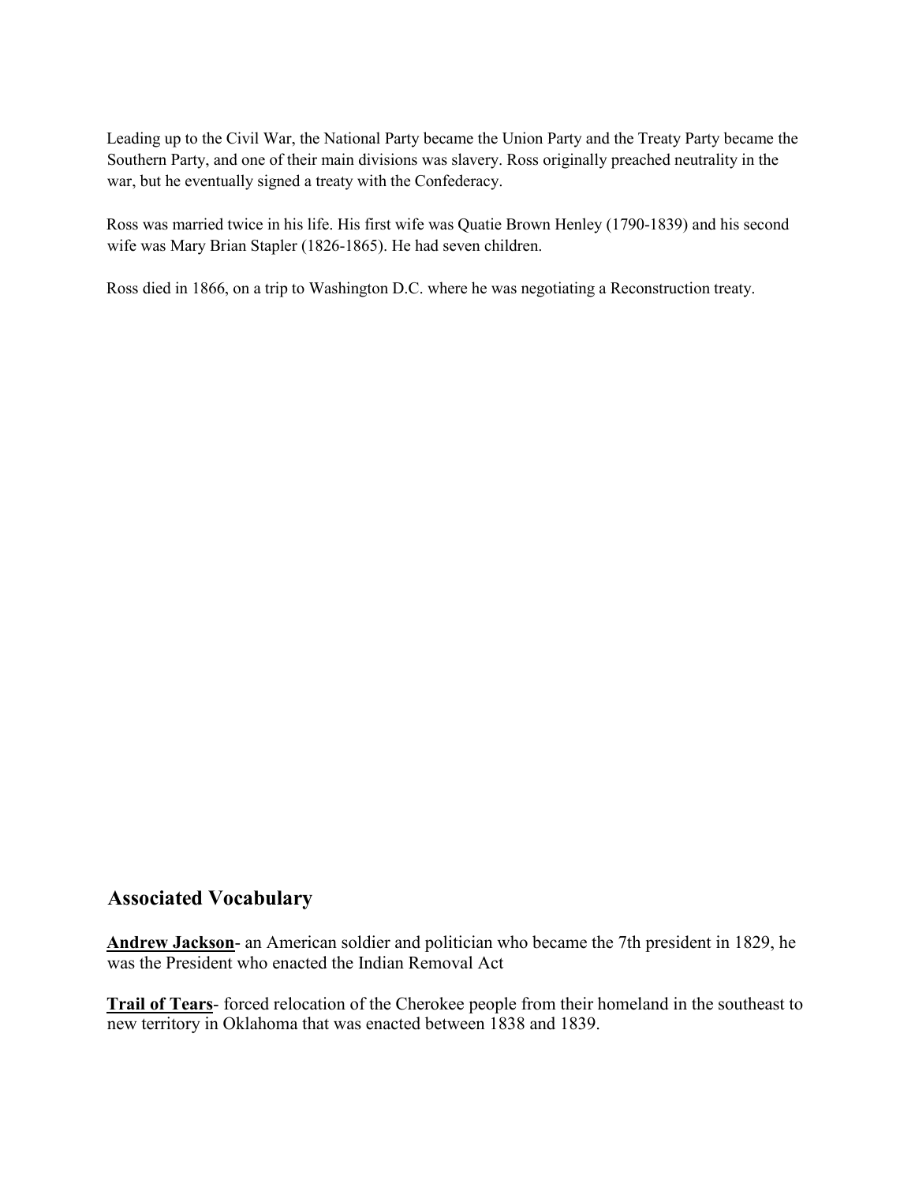Leading up to the Civil War, the National Party became the Union Party and the Treaty Party became the Southern Party, and one of their main divisions was slavery. Ross originally preached neutrality in the war, but he eventually signed a treaty with the Confederacy.

Ross was married twice in his life. His first wife was Quatie Brown Henley (1790-1839) and his second wife was Mary Brian Stapler (1826-1865). He had seven children.

Ross died in 1866, on a trip to Washington D.C. where he was negotiating a Reconstruction treaty.

## Associated Vocabulary

**Andrew Jackson**- an American soldier and politician who became the 7th president in 1829, he was the President who enacted the Indian Removal Act

**Trail of Tears**- forced relocation of the Cherokee people from their homeland in the southeast to new territory in Oklahoma that was enacted between 1838 and 1839.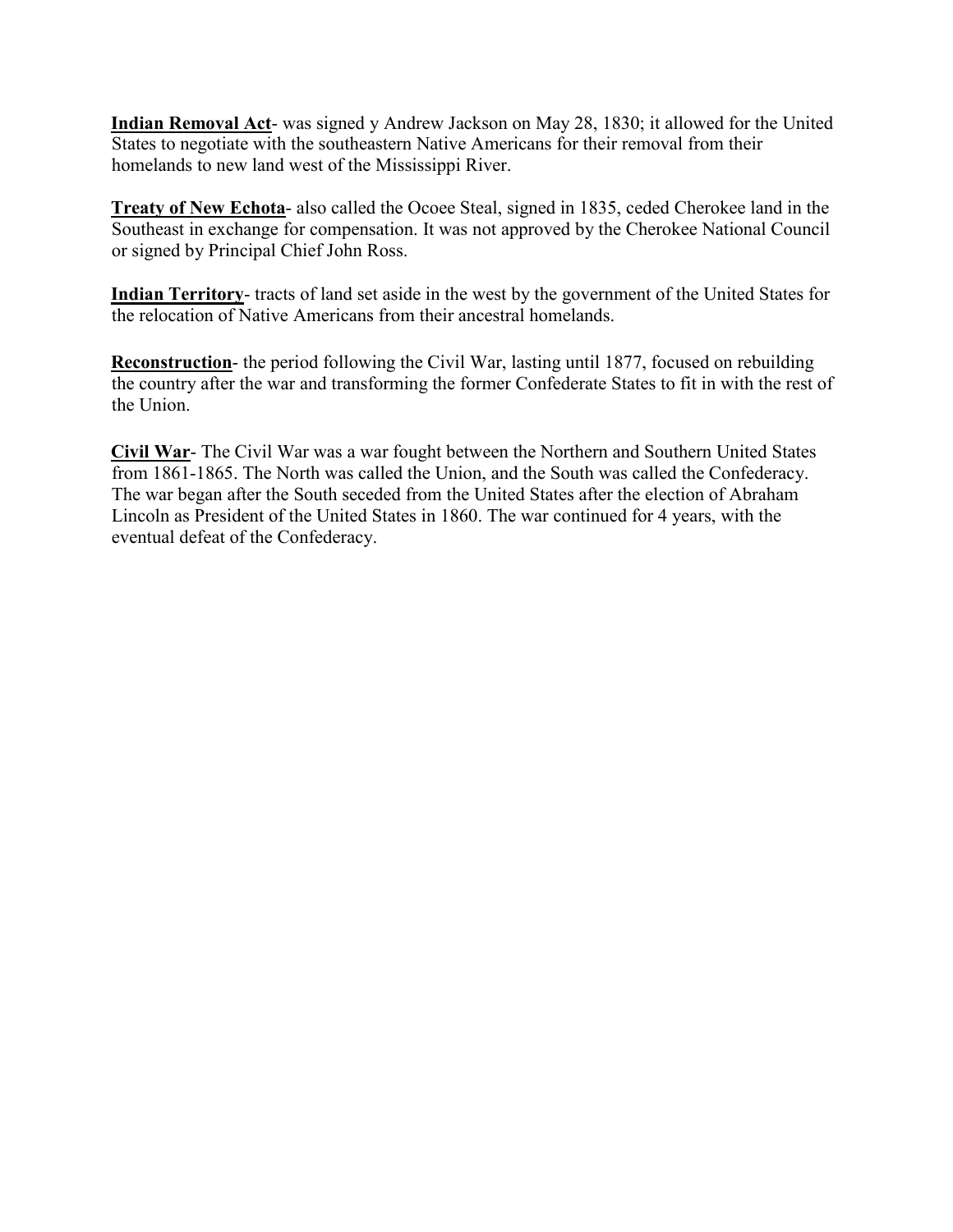**<u>Indian Removal Act</u>**- was signed y Andrew Jackson on May 28, 1830; it allowed for the United States to negotiate with the southeastern Native Americans for their removal from their homelands to new land west of the Mississippi River.

**<u>Treaty of New Echota</u>**- also called the Ocoee Steal, signed in 1835, ceded Cherokee land in the Southeast in exchange for compensation. It was not approved by the Cherokee National Council or signed by Principal Chief John Ross.

**<u>Indian Territory</u>**- tracts of land set aside in the west by the government of the United States for the relocation of Native Americans from their ancestral homelands.

**<u>Reconstruction</u>**- the period following the Civil War, lasting until 1877, focused on rebuilding the country after the war and transforming the former Confederate States to fit in with the rest of the Union.

**<u>Civil War</u>**- The Civil War was a war fought between the Northern and Southern United States from 1861-1865. The North was called the Union, and the South was called the Confederacy. The war began after the South seceded from the United States after the election of Abraham Lincoln as President of the United States in 1860. The war continued for 4 years, with the eventual defeat of the Confederacy.